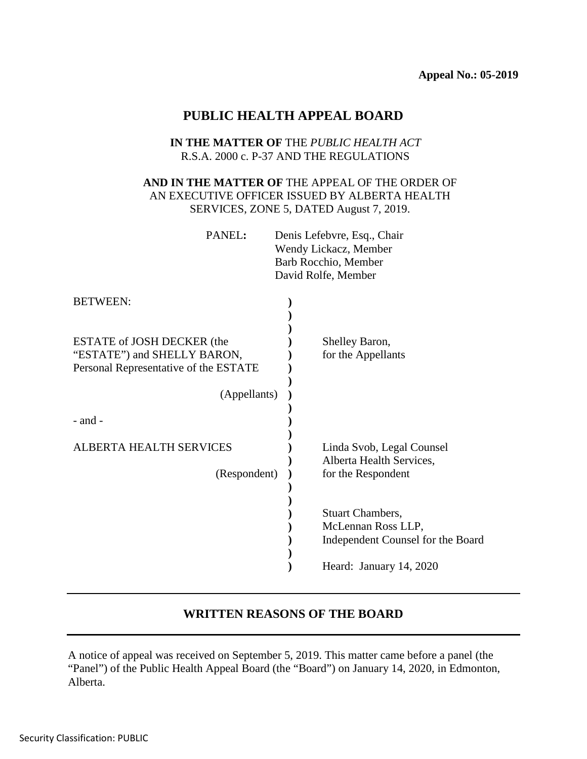**Appeal No.: 05-2019**

# PUBLIC HEALTH APPEAL BOARD

**IN THE MATTER OF** THE *PUBLIC HEALTH ACT*
R.S.A. 2000 c. P-37 AND THE REGULATIONS

**AND IN THE MATTER OF** THE APPEAL OF THE ORDER OF AN EXECUTIVE OFFICER ISSUED BY ALBERTA HEALTH SERVICES, ZONE 5, DATED August 7, 2019.

PANEL**:** Denis Lefebvre, Esq., Chair
Wendy Lickacz, Member
Barb Rocchio, Member
David Rolfe, Member

| | | |
|---|---|---|
| BETWEEN: | ) | |
| ESTATE of JOSH DECKER (the "ESTATE") and SHELLY BARON, Personal Representative of the ESTATE | ) | Shelley Baron, for the Appellants |
| (Appellants) | ) | |
| - and - | ) | |
| ALBERTA HEALTH SERVICES | ) | Linda Svob, Legal Counsel Alberta Health Services, |
| (Respondent) | ) | for the Respondent |
| | ) | Stuart Chambers, McLennan Ross LLP, Independent Counsel for the Board |
| | ) | Heard: January 14, 2020 |

## WRITTEN REASONS OF THE BOARD

A notice of appeal was received on September 5, 2019. This matter came before a panel (the "Panel") of the Public Health Appeal Board (the "Board") on January 14, 2020, in Edmonton, Alberta.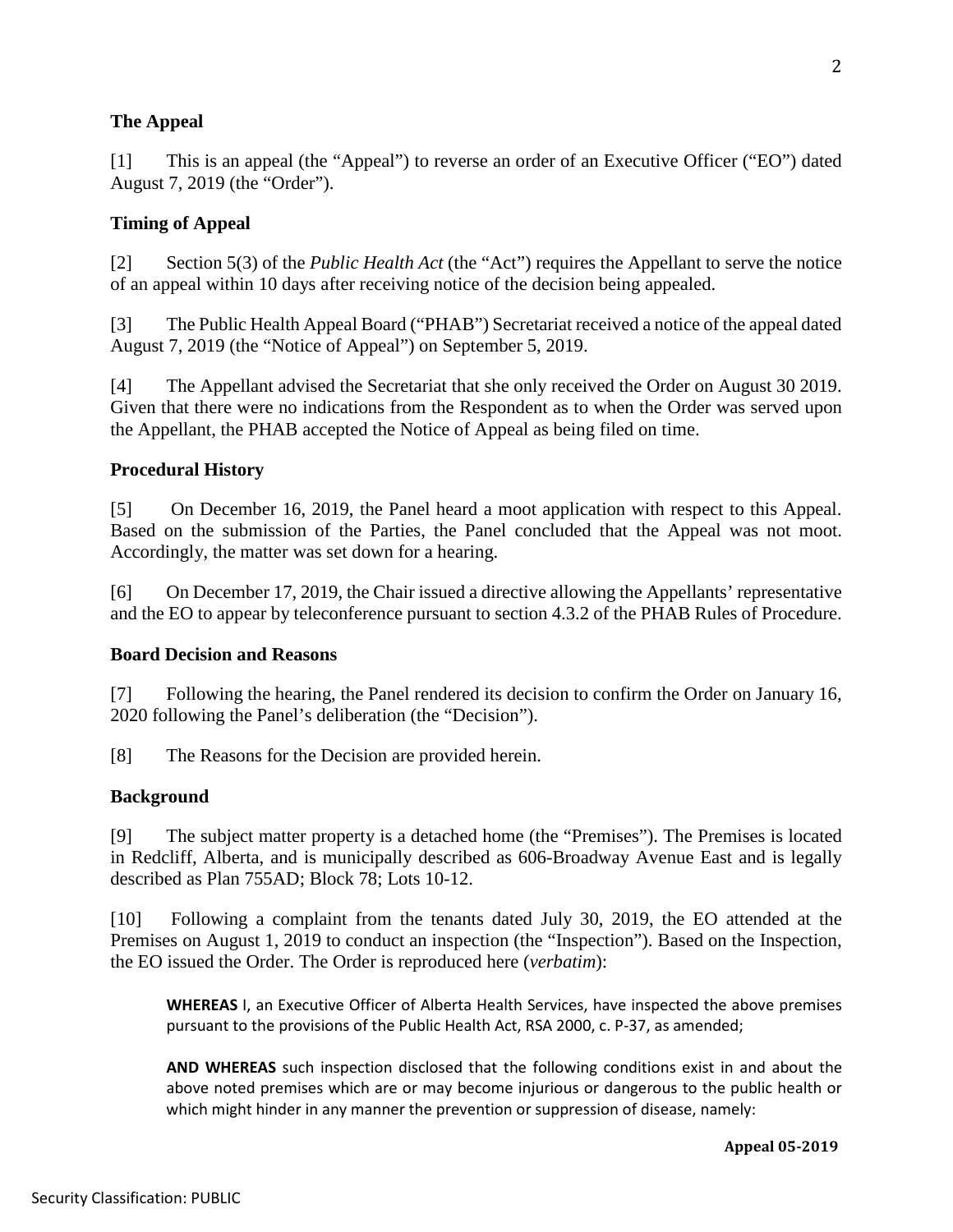## The Appeal

[1] This is an appeal (the "Appeal") to reverse an order of an Executive Officer ("EO") dated August 7, 2019 (the "Order").

## Timing of Appeal

[2] Section 5(3) of the *Public Health Act* (the "Act") requires the Appellant to serve the notice of an appeal within 10 days after receiving notice of the decision being appealed.

[3] The Public Health Appeal Board ("PHAB") Secretariat received a notice of the appeal dated August 7, 2019 (the "Notice of Appeal") on September 5, 2019.

[4] The Appellant advised the Secretariat that she only received the Order on August 30 2019. Given that there were no indications from the Respondent as to when the Order was served upon the Appellant, the PHAB accepted the Notice of Appeal as being filed on time.

## Procedural History

[5] On December 16, 2019, the Panel heard a moot application with respect to this Appeal. Based on the submission of the Parties, the Panel concluded that the Appeal was not moot. Accordingly, the matter was set down for a hearing.

[6] On December 17, 2019, the Chair issued a directive allowing the Appellants' representative and the EO to appear by teleconference pursuant to section 4.3.2 of the PHAB Rules of Procedure.

## Board Decision and Reasons

[7] Following the hearing, the Panel rendered its decision to confirm the Order on January 16, 2020 following the Panel's deliberation (the "Decision").

[8] The Reasons for the Decision are provided herein.

## Background

[9] The subject matter property is a detached home (the "Premises"). The Premises is located in Redcliff, Alberta, and is municipally described as 606-Broadway Avenue East and is legally described as Plan 755AD; Block 78; Lots 10-12.

[10] Following a complaint from the tenants dated July 30, 2019, the EO attended at the Premises on August 1, 2019 to conduct an inspection (the "Inspection"). Based on the Inspection, the EO issued the Order. The Order is reproduced here (*verbatim*):

> **WHEREAS** I, an Executive Officer of Alberta Health Services, have inspected the above premises pursuant to the provisions of the Public Health Act, RSA 2000, c. P-37, as amended;
>
> **AND WHEREAS** such inspection disclosed that the following conditions exist in and about the above noted premises which are or may become injurious or dangerous to the public health or which might hinder in any manner the prevention or suppression of disease, namely: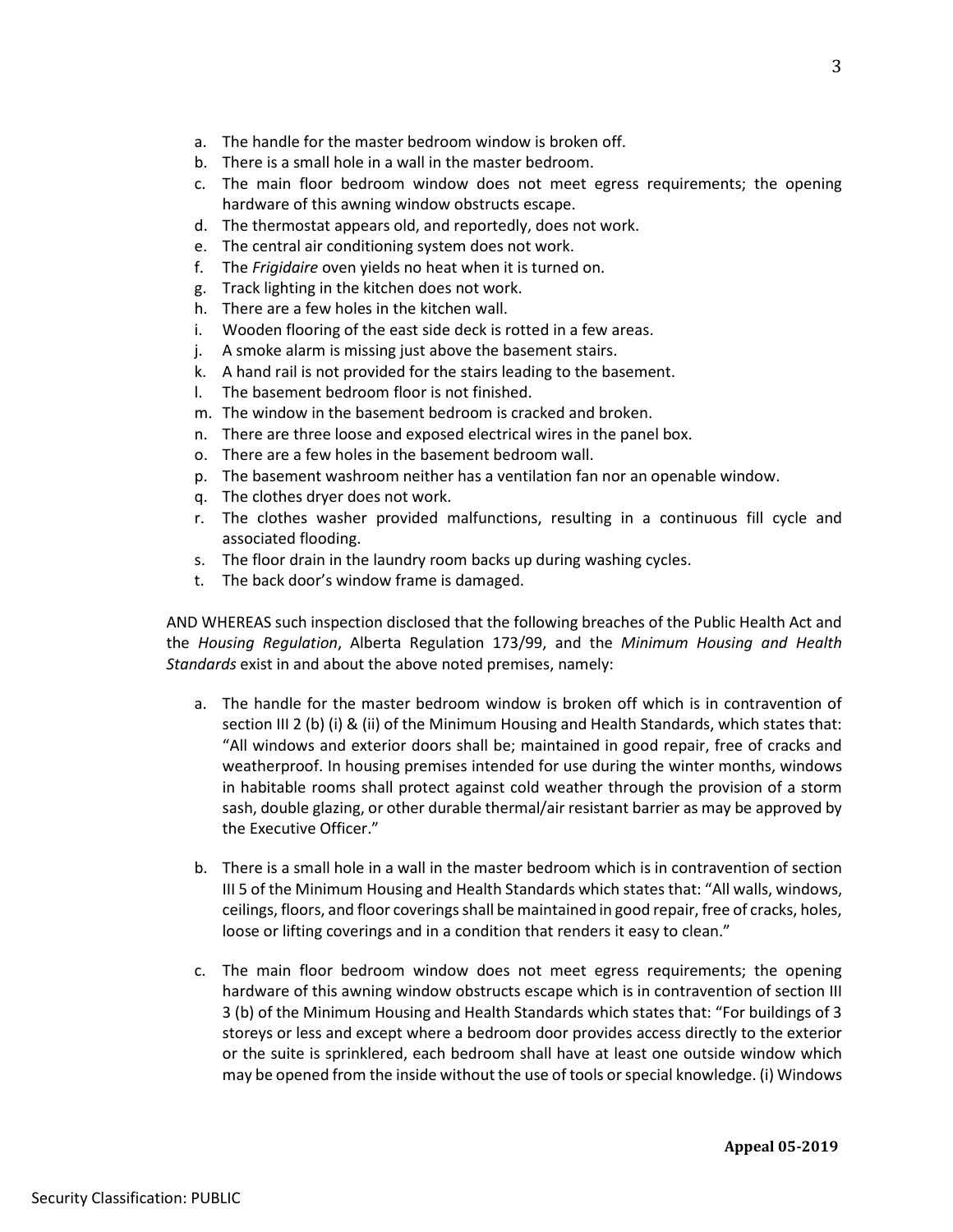a. The handle for the master bedroom window is broken off.
b. There is a small hole in a wall in the master bedroom.
c. The main floor bedroom window does not meet egress requirements; the opening hardware of this awning window obstructs escape.
d. The thermostat appears old, and reportedly, does not work.
e. The central air conditioning system does not work.
f. The *Frigidaire* oven yields no heat when it is turned on.
g. Track lighting in the kitchen does not work.
h. There are a few holes in the kitchen wall.
i. Wooden flooring of the east side deck is rotted in a few areas.
j. A smoke alarm is missing just above the basement stairs.
k. A hand rail is not provided for the stairs leading to the basement.
l. The basement bedroom floor is not finished.
m. The window in the basement bedroom is cracked and broken.
n. There are three loose and exposed electrical wires in the panel box.
o. There are a few holes in the basement bedroom wall.
p. The basement washroom neither has a ventilation fan nor an openable window.
q. The clothes dryer does not work.
r. The clothes washer provided malfunctions, resulting in a continuous fill cycle and associated flooding.
s. The floor drain in the laundry room backs up during washing cycles.
t. The back door's window frame is damaged.

AND WHEREAS such inspection disclosed that the following breaches of the Public Health Act and the *Housing Regulation*, Alberta Regulation 173/99, and the *Minimum Housing and Health Standards* exist in and about the above noted premises, namely:

a. The handle for the master bedroom window is broken off which is in contravention of section III 2 (b) (i) & (ii) of the Minimum Housing and Health Standards, which states that: "All windows and exterior doors shall be; maintained in good repair, free of cracks and weatherproof. In housing premises intended for use during the winter months, windows in habitable rooms shall protect against cold weather through the provision of a storm sash, double glazing, or other durable thermal/air resistant barrier as may be approved by the Executive Officer."

b. There is a small hole in a wall in the master bedroom which is in contravention of section III 5 of the Minimum Housing and Health Standards which states that: "All walls, windows, ceilings, floors, and floor coverings shall be maintained in good repair, free of cracks, holes, loose or lifting coverings and in a condition that renders it easy to clean."

c. The main floor bedroom window does not meet egress requirements; the opening hardware of this awning window obstructs escape which is in contravention of section III 3 (b) of the Minimum Housing and Health Standards which states that: "For buildings of 3 storeys or less and except where a bedroom door provides access directly to the exterior or the suite is sprinklered, each bedroom shall have at least one outside window which may be opened from the inside without the use of tools or special knowledge. (i) Windows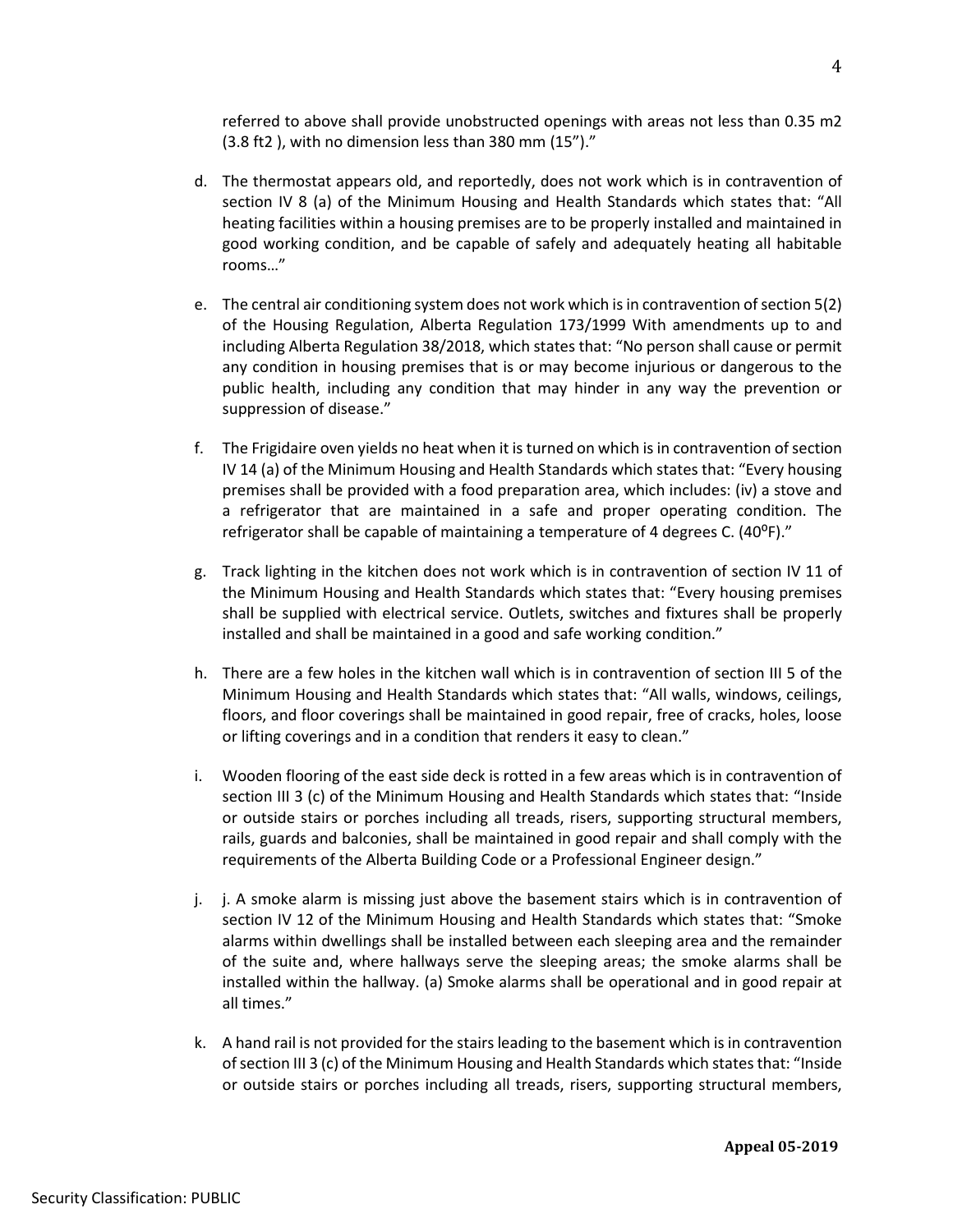referred to above shall provide unobstructed openings with areas not less than 0.35 m2 (3.8 ft2 ), with no dimension less than 380 mm (15”).”

d. The thermostat appears old, and reportedly, does not work which is in contravention of section IV 8 (a) of the Minimum Housing and Health Standards which states that: “All heating facilities within a housing premises are to be properly installed and maintained in good working condition, and be capable of safely and adequately heating all habitable rooms…”

e. The central air conditioning system does not work which is in contravention of section 5(2) of the Housing Regulation, Alberta Regulation 173/1999 With amendments up to and including Alberta Regulation 38/2018, which states that: “No person shall cause or permit any condition in housing premises that is or may become injurious or dangerous to the public health, including any condition that may hinder in any way the prevention or suppression of disease.”

f. The Frigidaire oven yields no heat when it is turned on which is in contravention of section IV 14 (a) of the Minimum Housing and Health Standards which states that: “Every housing premises shall be provided with a food preparation area, which includes: (iv) a stove and a refrigerator that are maintained in a safe and proper operating condition. The refrigerator shall be capable of maintaining a temperature of 4 degrees C. (40$^{0}$F).”

g. Track lighting in the kitchen does not work which is in contravention of section IV 11 of the Minimum Housing and Health Standards which states that: “Every housing premises shall be supplied with electrical service. Outlets, switches and fixtures shall be properly installed and shall be maintained in a good and safe working condition.”

h. There are a few holes in the kitchen wall which is in contravention of section III 5 of the Minimum Housing and Health Standards which states that: “All walls, windows, ceilings, floors, and floor coverings shall be maintained in good repair, free of cracks, holes, loose or lifting coverings and in a condition that renders it easy to clean.”

i. Wooden flooring of the east side deck is rotted in a few areas which is in contravention of section III 3 (c) of the Minimum Housing and Health Standards which states that: “Inside or outside stairs or porches including all treads, risers, supporting structural members, rails, guards and balconies, shall be maintained in good repair and shall comply with the requirements of the Alberta Building Code or a Professional Engineer design.”

j. j. A smoke alarm is missing just above the basement stairs which is in contravention of section IV 12 of the Minimum Housing and Health Standards which states that: “Smoke alarms within dwellings shall be installed between each sleeping area and the remainder of the suite and, where hallways serve the sleeping areas; the smoke alarms shall be installed within the hallway. (a) Smoke alarms shall be operational and in good repair at all times.”

k. A hand rail is not provided for the stairs leading to the basement which is in contravention of section III 3 (c) of the Minimum Housing and Health Standards which states that: “Inside or outside stairs or porches including all treads, risers, supporting structural members,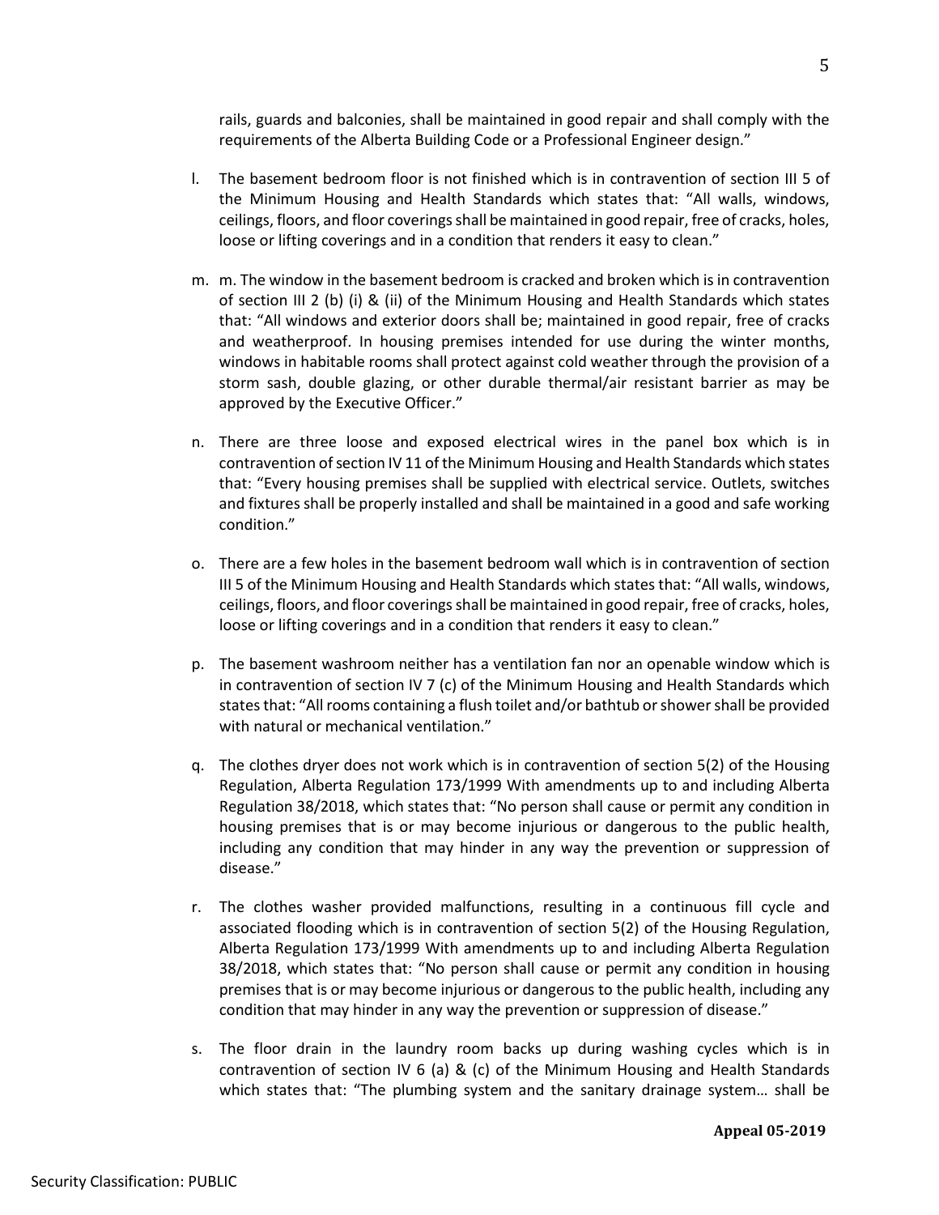rails, guards and balconies, shall be maintained in good repair and shall comply with the requirements of the Alberta Building Code or a Professional Engineer design."

l. The basement bedroom floor is not finished which is in contravention of section III 5 of the Minimum Housing and Health Standards which states that: "All walls, windows, ceilings, floors, and floor coverings shall be maintained in good repair, free of cracks, holes, loose or lifting coverings and in a condition that renders it easy to clean."

m. m. The window in the basement bedroom is cracked and broken which is in contravention of section III 2 (b) (i) & (ii) of the Minimum Housing and Health Standards which states that: "All windows and exterior doors shall be; maintained in good repair, free of cracks and weatherproof. In housing premises intended for use during the winter months, windows in habitable rooms shall protect against cold weather through the provision of a storm sash, double glazing, or other durable thermal/air resistant barrier as may be approved by the Executive Officer."

n. There are three loose and exposed electrical wires in the panel box which is in contravention of section IV 11 of the Minimum Housing and Health Standards which states that: "Every housing premises shall be supplied with electrical service. Outlets, switches and fixtures shall be properly installed and shall be maintained in a good and safe working condition."

o. There are a few holes in the basement bedroom wall which is in contravention of section III 5 of the Minimum Housing and Health Standards which states that: "All walls, windows, ceilings, floors, and floor coverings shall be maintained in good repair, free of cracks, holes, loose or lifting coverings and in a condition that renders it easy to clean."

p. The basement washroom neither has a ventilation fan nor an openable window which is in contravention of section IV 7 (c) of the Minimum Housing and Health Standards which states that: "All rooms containing a flush toilet and/or bathtub or shower shall be provided with natural or mechanical ventilation."

q. The clothes dryer does not work which is in contravention of section 5(2) of the Housing Regulation, Alberta Regulation 173/1999 With amendments up to and including Alberta Regulation 38/2018, which states that: "No person shall cause or permit any condition in housing premises that is or may become injurious or dangerous to the public health, including any condition that may hinder in any way the prevention or suppression of disease."

r. The clothes washer provided malfunctions, resulting in a continuous fill cycle and associated flooding which is in contravention of section 5(2) of the Housing Regulation, Alberta Regulation 173/1999 With amendments up to and including Alberta Regulation 38/2018, which states that: "No person shall cause or permit any condition in housing premises that is or may become injurious or dangerous to the public health, including any condition that may hinder in any way the prevention or suppression of disease."

s. The floor drain in the laundry room backs up during washing cycles which is in contravention of section IV 6 (a) & (c) of the Minimum Housing and Health Standards which states that: "The plumbing system and the sanitary drainage system… shall be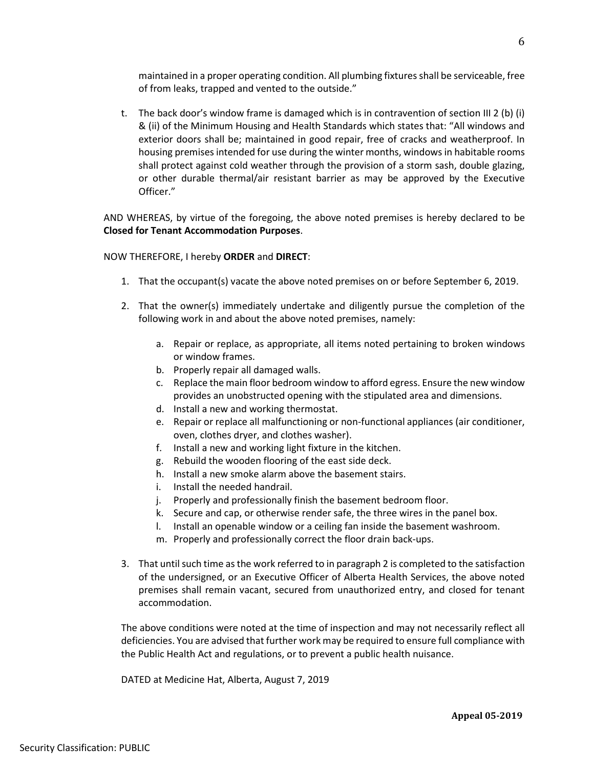maintained in a proper operating condition. All plumbing fixtures shall be serviceable, free of from leaks, trapped and vented to the outside."

t. The back door's window frame is damaged which is in contravention of section III 2 (b) (i) & (ii) of the Minimum Housing and Health Standards which states that: "All windows and exterior doors shall be; maintained in good repair, free of cracks and weatherproof. In housing premises intended for use during the winter months, windows in habitable rooms shall protect against cold weather through the provision of a storm sash, double glazing, or other durable thermal/air resistant barrier as may be approved by the Executive Officer."

AND WHEREAS, by virtue of the foregoing, the above noted premises is hereby declared to be **Closed for Tenant Accommodation Purposes**.

NOW THEREFORE, I hereby **ORDER** and **DIRECT**:

1. That the occupant(s) vacate the above noted premises on or before September 6, 2019.
2. That the owner(s) immediately undertake and diligently pursue the completion of the following work in and about the above noted premises, namely:
   a. Repair or replace, as appropriate, all items noted pertaining to broken windows or window frames.
   b. Properly repair all damaged walls.
   c. Replace the main floor bedroom window to afford egress. Ensure the new window provides an unobstructed opening with the stipulated area and dimensions.
   d. Install a new and working thermostat.
   e. Repair or replace all malfunctioning or non-functional appliances (air conditioner, oven, clothes dryer, and clothes washer).
   f. Install a new and working light fixture in the kitchen.
   g. Rebuild the wooden flooring of the east side deck.
   h. Install a new smoke alarm above the basement stairs.
   i. Install the needed handrail.
   j. Properly and professionally finish the basement bedroom floor.
   k. Secure and cap, or otherwise render safe, the three wires in the panel box.
   l. Install an openable window or a ceiling fan inside the basement washroom.
   m. Properly and professionally correct the floor drain back-ups.
3. That until such time as the work referred to in paragraph 2 is completed to the satisfaction of the undersigned, or an Executive Officer of Alberta Health Services, the above noted premises shall remain vacant, secured from unauthorized entry, and closed for tenant accommodation.

The above conditions were noted at the time of inspection and may not necessarily reflect all deficiencies. You are advised that further work may be required to ensure full compliance with the Public Health Act and regulations, or to prevent a public health nuisance.

DATED at Medicine Hat, Alberta, August 7, 2019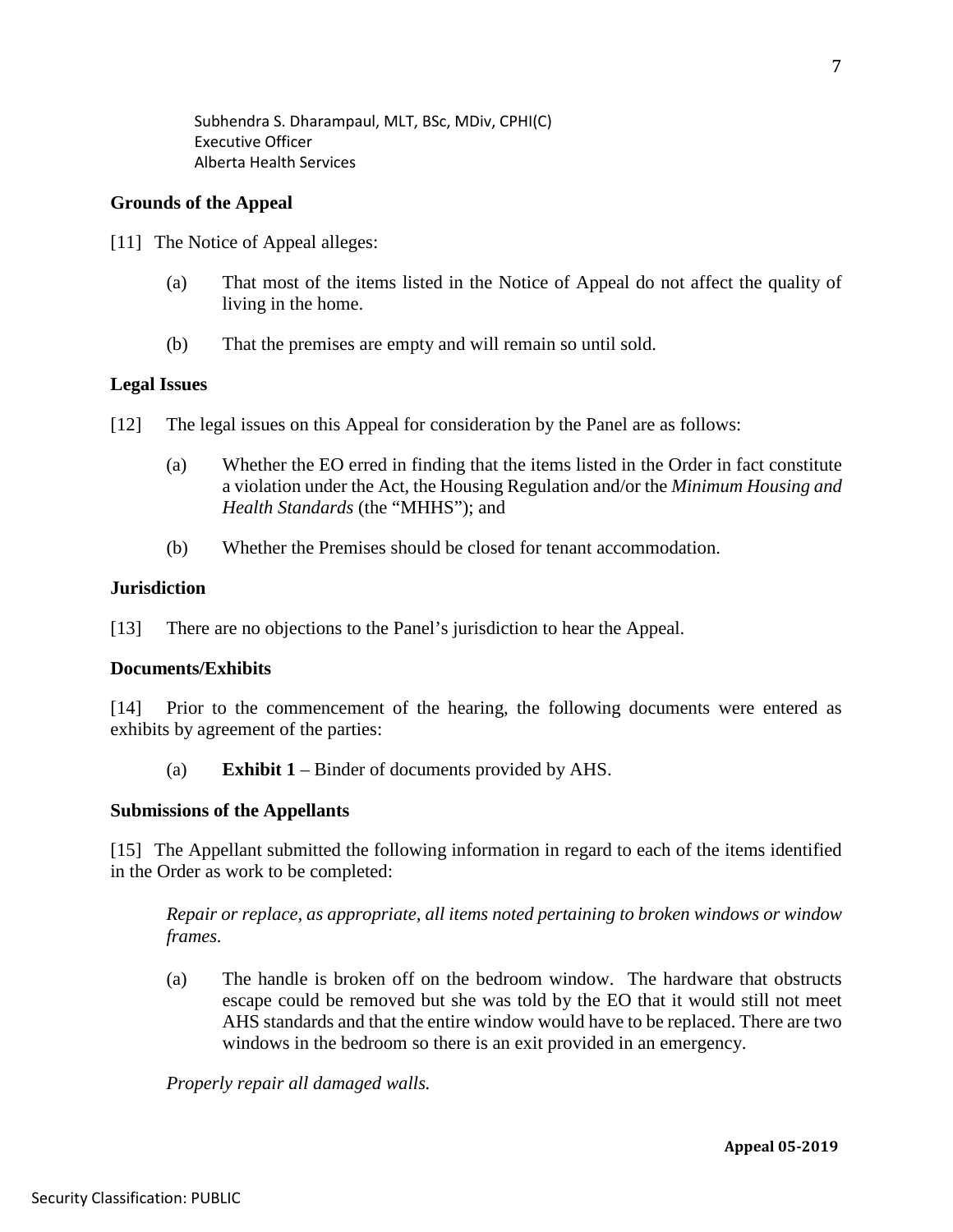Subhendra S. Dharampaul, MLT, BSc, MDiv, CPHI(C)
Executive Officer
Alberta Health Services

**Grounds of the Appeal**

[11] The Notice of Appeal alleges:

(a) That most of the items listed in the Notice of Appeal do not affect the quality of living in the home.

(b) That the premises are empty and will remain so until sold.

**Legal Issues**

[12] The legal issues on this Appeal for consideration by the Panel are as follows:

(a) Whether the EO erred in finding that the items listed in the Order in fact constitute a violation under the Act, the Housing Regulation and/or the *Minimum Housing and Health Standards* (the "MHHS"); and

(b) Whether the Premises should be closed for tenant accommodation.

**Jurisdiction**

[13] There are no objections to the Panel's jurisdiction to hear the Appeal.

**Documents/Exhibits**

[14] Prior to the commencement of the hearing, the following documents were entered as exhibits by agreement of the parties:

(a) **Exhibit 1** – Binder of documents provided by AHS.

**Submissions of the Appellants**

[15] The Appellant submitted the following information in regard to each of the items identified in the Order as work to be completed:

*Repair or replace, as appropriate, all items noted pertaining to broken windows or window frames.*

(a) The handle is broken off on the bedroom window. The hardware that obstructs escape could be removed but she was told by the EO that it would still not meet AHS standards and that the entire window would have to be replaced. There are two windows in the bedroom so there is an exit provided in an emergency.

*Properly repair all damaged walls.*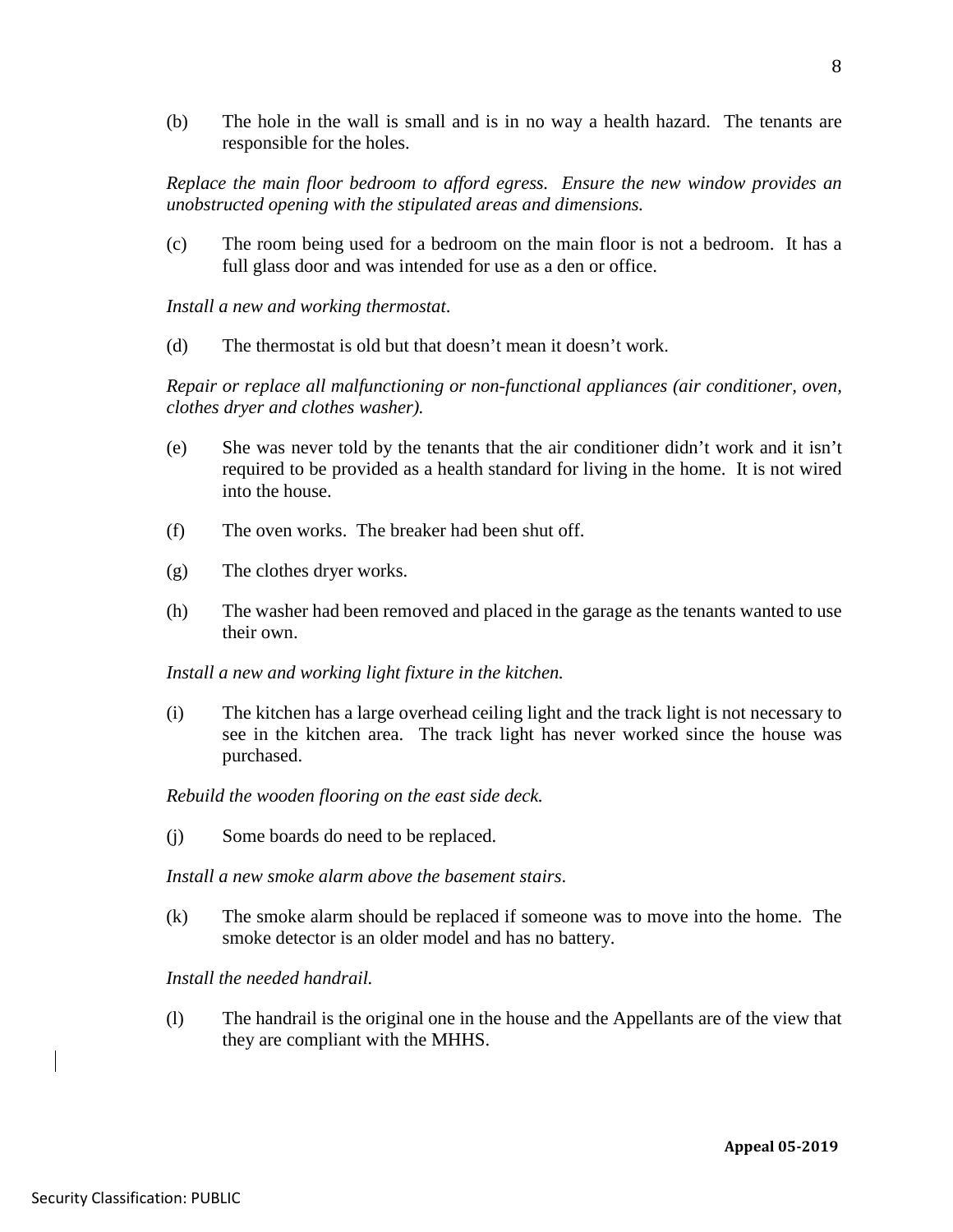(b) The hole in the wall is small and is in no way a health hazard. The tenants are responsible for the holes.

*Replace the main floor bedroom to afford egress. Ensure the new window provides an unobstructed opening with the stipulated areas and dimensions.*

(c) The room being used for a bedroom on the main floor is not a bedroom. It has a full glass door and was intended for use as a den or office.

*Install a new and working thermostat.*

(d) The thermostat is old but that doesn't mean it doesn't work.

*Repair or replace all malfunctioning or non-functional appliances (air conditioner, oven, clothes dryer and clothes washer).*

(e) She was never told by the tenants that the air conditioner didn't work and it isn't required to be provided as a health standard for living in the home. It is not wired into the house.

(f) The oven works. The breaker had been shut off.

(g) The clothes dryer works.

(h) The washer had been removed and placed in the garage as the tenants wanted to use their own.

*Install a new and working light fixture in the kitchen.*

(i) The kitchen has a large overhead ceiling light and the track light is not necessary to see in the kitchen area. The track light has never worked since the house was purchased.

*Rebuild the wooden flooring on the east side deck.*

(j) Some boards do need to be replaced.

*Install a new smoke alarm above the basement stairs.*

(k) The smoke alarm should be replaced if someone was to move into the home. The smoke detector is an older model and has no battery.

*Install the needed handrail.*

(l) The handrail is the original one in the house and the Appellants are of the view that they are compliant with the MHHS.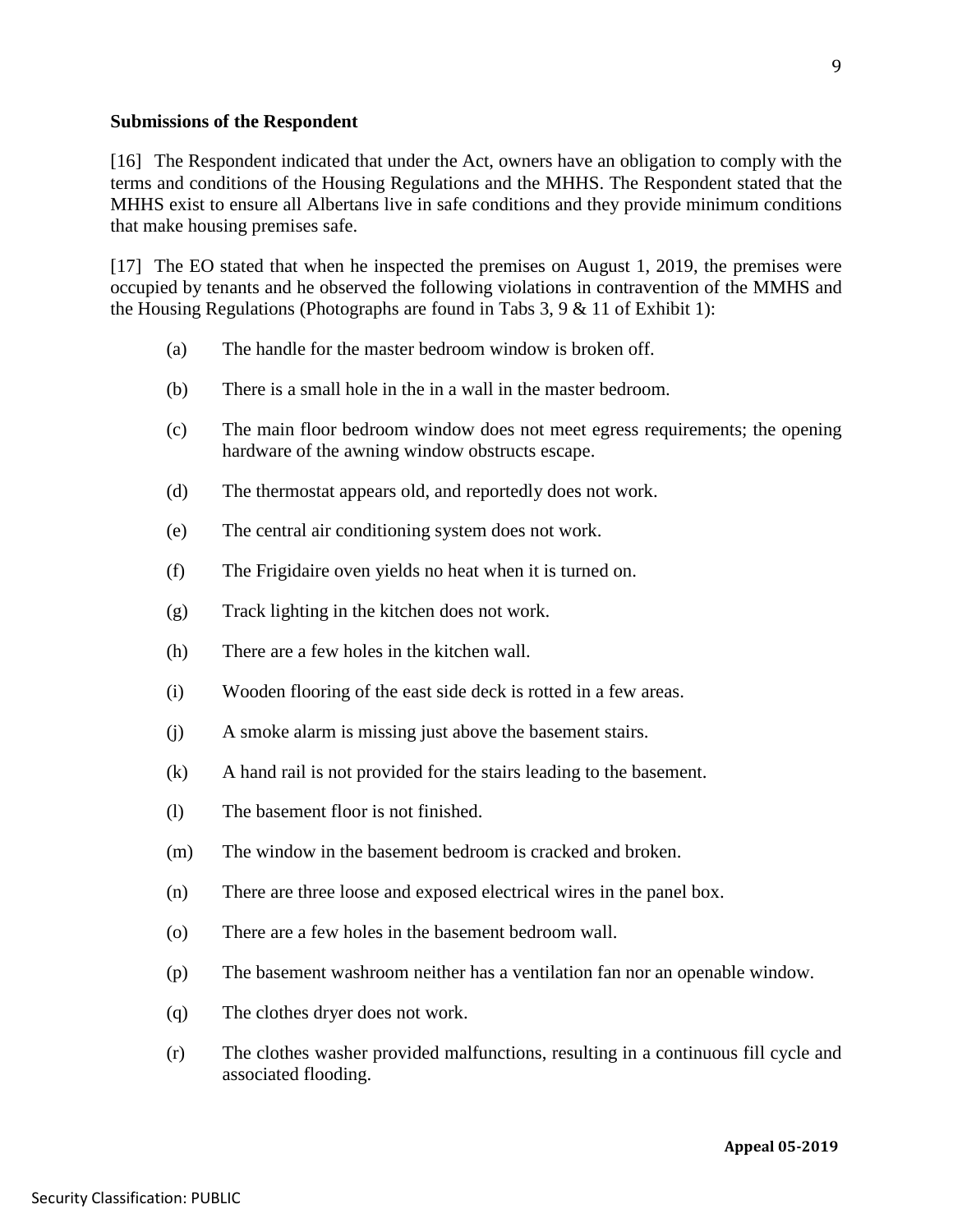**Submissions of the Respondent**

[16] The Respondent indicated that under the Act, owners have an obligation to comply with the terms and conditions of the Housing Regulations and the MHHS. The Respondent stated that the MHHS exist to ensure all Albertans live in safe conditions and they provide minimum conditions that make housing premises safe.

[17] The EO stated that when he inspected the premises on August 1, 2019, the premises were occupied by tenants and he observed the following violations in contravention of the MMHS and the Housing Regulations (Photographs are found in Tabs 3, 9 & 11 of Exhibit 1):

(a) The handle for the master bedroom window is broken off.

(b) There is a small hole in the in a wall in the master bedroom.

(c) The main floor bedroom window does not meet egress requirements; the opening hardware of the awning window obstructs escape.

(d) The thermostat appears old, and reportedly does not work.

(e) The central air conditioning system does not work.

(f) The Frigidaire oven yields no heat when it is turned on.

(g) Track lighting in the kitchen does not work.

(h) There are a few holes in the kitchen wall.

(i) Wooden flooring of the east side deck is rotted in a few areas.

(j) A smoke alarm is missing just above the basement stairs.

(k) A hand rail is not provided for the stairs leading to the basement.

(l) The basement floor is not finished.

(m) The window in the basement bedroom is cracked and broken.

(n) There are three loose and exposed electrical wires in the panel box.

(o) There are a few holes in the basement bedroom wall.

(p) The basement washroom neither has a ventilation fan nor an openable window.

(q) The clothes dryer does not work.

(r) The clothes washer provided malfunctions, resulting in a continuous fill cycle and associated flooding.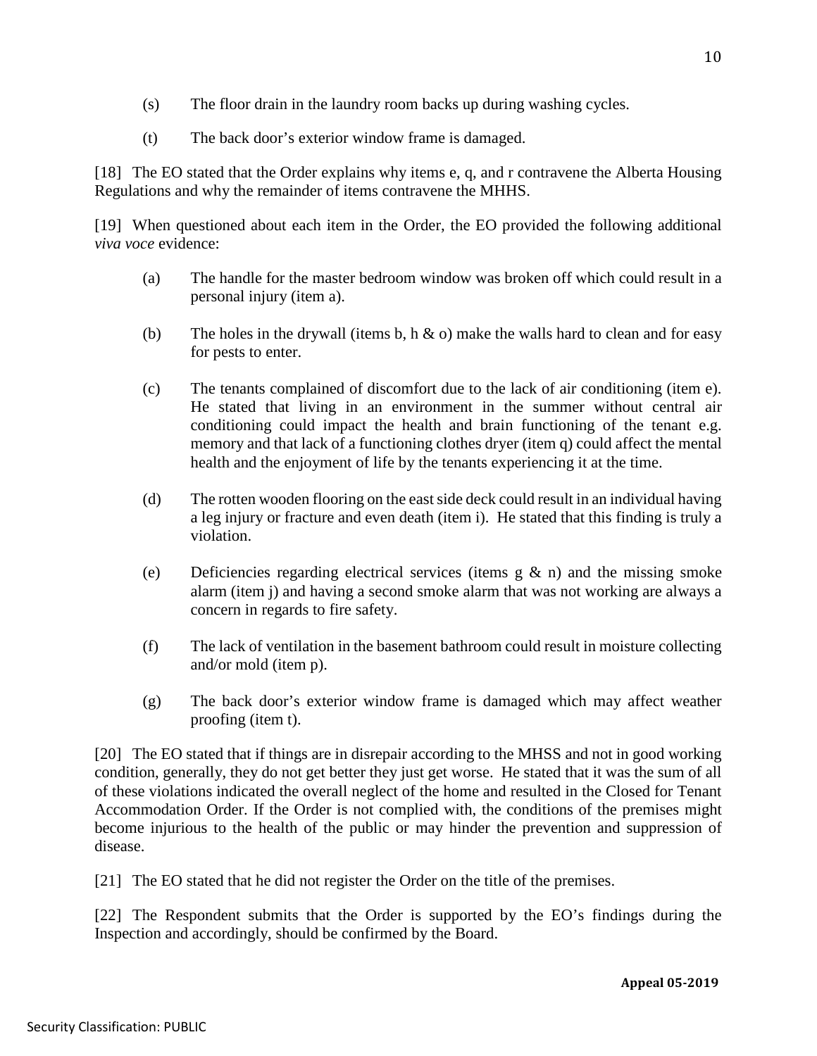(s) The floor drain in the laundry room backs up during washing cycles.

(t) The back door's exterior window frame is damaged.

[18] The EO stated that the Order explains why items e, q, and r contravene the Alberta Housing Regulations and why the remainder of items contravene the MHHS.

[19] When questioned about each item in the Order, the EO provided the following additional *viva voce* evidence:

(a) The handle for the master bedroom window was broken off which could result in a personal injury (item a).

(b) The holes in the drywall (items b, h & o) make the walls hard to clean and for easy for pests to enter.

(c) The tenants complained of discomfort due to the lack of air conditioning (item e). He stated that living in an environment in the summer without central air conditioning could impact the health and brain functioning of the tenant e.g. memory and that lack of a functioning clothes dryer (item q) could affect the mental health and the enjoyment of life by the tenants experiencing it at the time.

(d) The rotten wooden flooring on the east side deck could result in an individual having a leg injury or fracture and even death (item i). He stated that this finding is truly a violation.

(e) Deficiencies regarding electrical services (items g & n) and the missing smoke alarm (item j) and having a second smoke alarm that was not working are always a concern in regards to fire safety.

(f) The lack of ventilation in the basement bathroom could result in moisture collecting and/or mold (item p).

(g) The back door's exterior window frame is damaged which may affect weather proofing (item t).

[20] The EO stated that if things are in disrepair according to the MHSS and not in good working condition, generally, they do not get better they just get worse. He stated that it was the sum of all of these violations indicated the overall neglect of the home and resulted in the Closed for Tenant Accommodation Order. If the Order is not complied with, the conditions of the premises might become injurious to the health of the public or may hinder the prevention and suppression of disease.

[21] The EO stated that he did not register the Order on the title of the premises.

[22] The Respondent submits that the Order is supported by the EO's findings during the Inspection and accordingly, should be confirmed by the Board.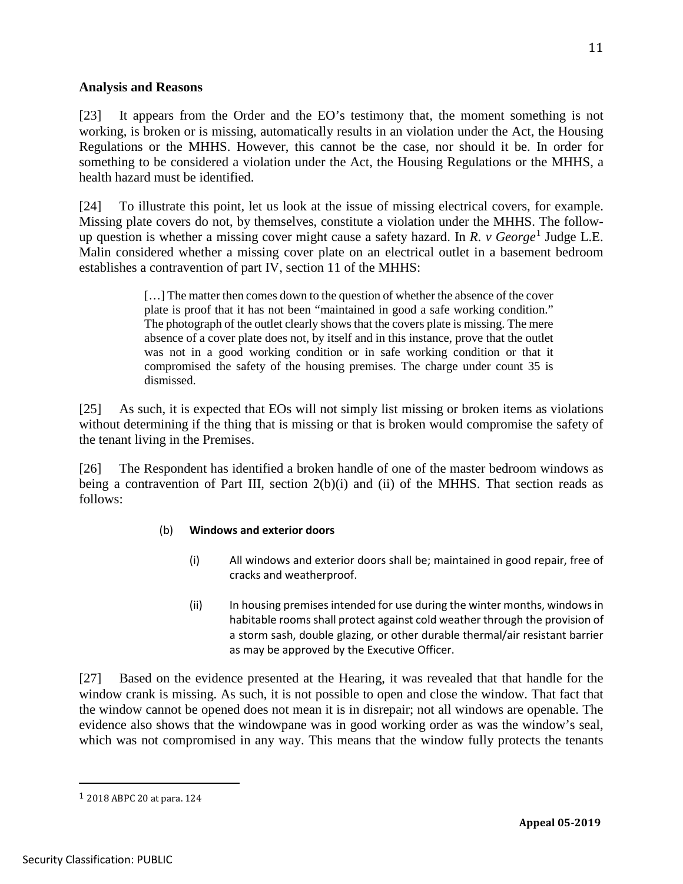**Analysis and Reasons**

[23] It appears from the Order and the EO's testimony that, the moment something is not working, is broken or is missing, automatically results in an violation under the Act, the Housing Regulations or the MHHS. However, this cannot be the case, nor should it be. In order for something to be considered a violation under the Act, the Housing Regulations or the MHHS, a health hazard must be identified.

[24] To illustrate this point, let us look at the issue of missing electrical covers, for example. Missing plate covers do not, by themselves, constitute a violation under the MHHS. The follow-up question is whether a missing cover might cause a safety hazard. In *R. v George*[1] Judge L.E. Malin considered whether a missing cover plate on an electrical outlet in a basement bedroom establishes a contravention of part IV, section 11 of the MHHS:

> […] The matter then comes down to the question of whether the absence of the cover plate is proof that it has not been "maintained in good a safe working condition." The photograph of the outlet clearly shows that the covers plate is missing. The mere absence of a cover plate does not, by itself and in this instance, prove that the outlet was not in a good working condition or in safe working condition or that it compromised the safety of the housing premises. The charge under count 35 is dismissed.

[25] As such, it is expected that EOs will not simply list missing or broken items as violations without determining if the thing that is missing or that is broken would compromise the safety of the tenant living in the Premises.

[26] The Respondent has identified a broken handle of one of the master bedroom windows as being a contravention of Part III, section 2(b)(i) and (ii) of the MHHS. That section reads as follows:

> (b) **Windows and exterior doors**
>
> (i) All windows and exterior doors shall be; maintained in good repair, free of cracks and weatherproof.
>
> (ii) In housing premises intended for use during the winter months, windows in habitable rooms shall protect against cold weather through the provision of a storm sash, double glazing, or other durable thermal/air resistant barrier as may be approved by the Executive Officer.

[27] Based on the evidence presented at the Hearing, it was revealed that that handle for the window crank is missing. As such, it is not possible to open and close the window. That fact that the window cannot be opened does not mean it is in disrepair; not all windows are openable. The evidence also shows that the windowpane was in good working order as was the window's seal, which was not compromised in any way. This means that the window fully protects the tenants

[1] 2018 ABPC 20 at para. 124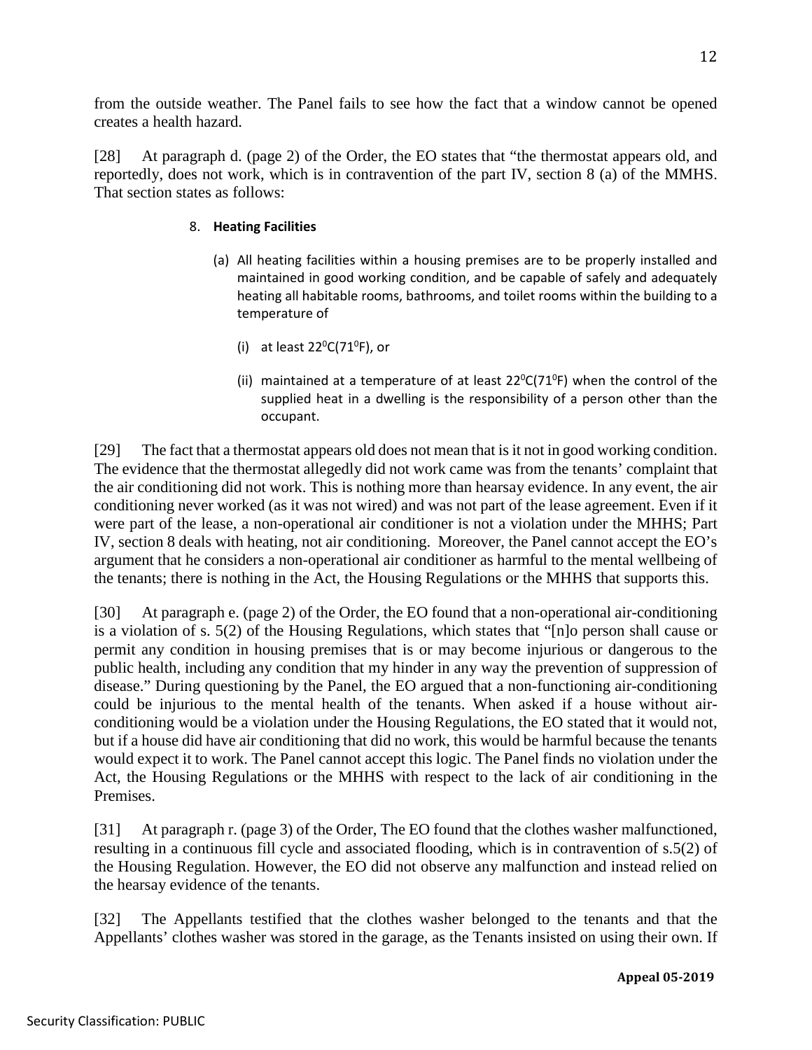from the outside weather. The Panel fails to see how the fact that a window cannot be opened creates a health hazard.

[28] At paragraph d. (page 2) of the Order, the EO states that "the thermostat appears old, and reportedly, does not work, which is in contravention of the part IV, section 8 (a) of the MMHS. That section states as follows:

> 8. **Heating Facilities**
>
> (a) All heating facilities within a housing premises are to be properly installed and maintained in good working condition, and be capable of safely and adequately heating all habitable rooms, bathrooms, and toilet rooms within the building to a temperature of
>
> (i) at least $22^0$C($71^0$F), or
>
> (ii) maintained at a temperature of at least $22^0$C($71^0$F) when the control of the supplied heat in a dwelling is the responsibility of a person other than the occupant.

[29] The fact that a thermostat appears old does not mean that is it not in good working condition. The evidence that the thermostat allegedly did not work came was from the tenants' complaint that the air conditioning did not work. This is nothing more than hearsay evidence. In any event, the air conditioning never worked (as it was not wired) and was not part of the lease agreement. Even if it were part of the lease, a non-operational air conditioner is not a violation under the MHHS; Part IV, section 8 deals with heating, not air conditioning. Moreover, the Panel cannot accept the EO's argument that he considers a non-operational air conditioner as harmful to the mental wellbeing of the tenants; there is nothing in the Act, the Housing Regulations or the MHHS that supports this.

[30] At paragraph e. (page 2) of the Order, the EO found that a non-operational air-conditioning is a violation of s. 5(2) of the Housing Regulations, which states that "[n]o person shall cause or permit any condition in housing premises that is or may become injurious or dangerous to the public health, including any condition that my hinder in any way the prevention of suppression of disease." During questioning by the Panel, the EO argued that a non-functioning air-conditioning could be injurious to the mental health of the tenants. When asked if a house without air-conditioning would be a violation under the Housing Regulations, the EO stated that it would not, but if a house did have air conditioning that did no work, this would be harmful because the tenants would expect it to work. The Panel cannot accept this logic. The Panel finds no violation under the Act, the Housing Regulations or the MHHS with respect to the lack of air conditioning in the Premises.

[31] At paragraph r. (page 3) of the Order, The EO found that the clothes washer malfunctioned, resulting in a continuous fill cycle and associated flooding, which is in contravention of s.5(2) of the Housing Regulation. However, the EO did not observe any malfunction and instead relied on the hearsay evidence of the tenants.

[32] The Appellants testified that the clothes washer belonged to the tenants and that the Appellants' clothes washer was stored in the garage, as the Tenants insisted on using their own. If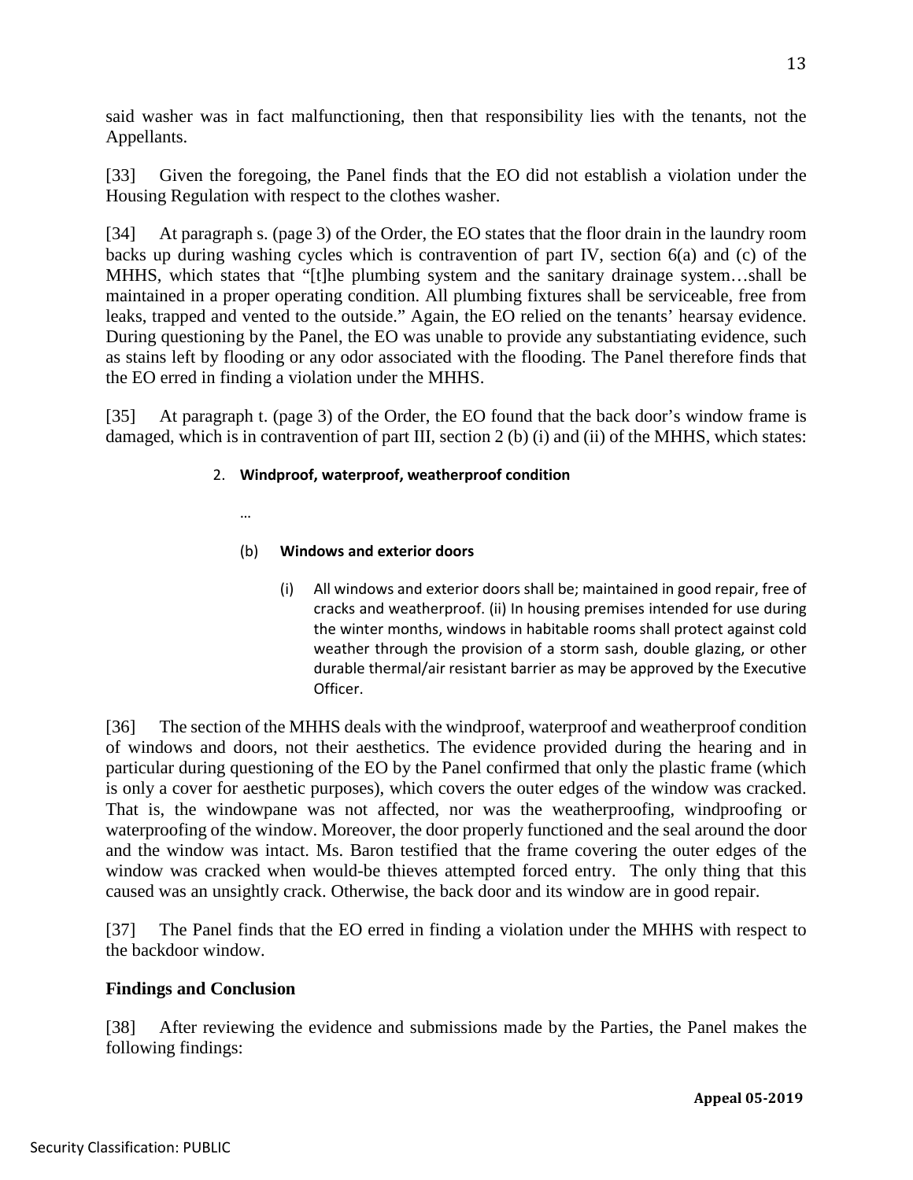said washer was in fact malfunctioning, then that responsibility lies with the tenants, not the Appellants.

[33] Given the foregoing, the Panel finds that the EO did not establish a violation under the Housing Regulation with respect to the clothes washer.

[34] At paragraph s. (page 3) of the Order, the EO states that the floor drain in the laundry room backs up during washing cycles which is contravention of part IV, section 6(a) and (c) of the MHHS, which states that "[t]he plumbing system and the sanitary drainage system…shall be maintained in a proper operating condition. All plumbing fixtures shall be serviceable, free from leaks, trapped and vented to the outside." Again, the EO relied on the tenants' hearsay evidence. During questioning by the Panel, the EO was unable to provide any substantiating evidence, such as stains left by flooding or any odor associated with the flooding. The Panel therefore finds that the EO erred in finding a violation under the MHHS.

[35] At paragraph t. (page 3) of the Order, the EO found that the back door's window frame is damaged, which is in contravention of part III, section 2 (b) (i) and (ii) of the MHHS, which states:

> 2. **Windproof, waterproof, weatherproof condition**
>
> …
>
> (b) **Windows and exterior doors**
>
> (i) All windows and exterior doors shall be; maintained in good repair, free of cracks and weatherproof. (ii) In housing premises intended for use during the winter months, windows in habitable rooms shall protect against cold weather through the provision of a storm sash, double glazing, or other durable thermal/air resistant barrier as may be approved by the Executive Officer.

[36] The section of the MHHS deals with the windproof, waterproof and weatherproof condition of windows and doors, not their aesthetics. The evidence provided during the hearing and in particular during questioning of the EO by the Panel confirmed that only the plastic frame (which is only a cover for aesthetic purposes), which covers the outer edges of the window was cracked. That is, the windowpane was not affected, nor was the weatherproofing, windproofing or waterproofing of the window. Moreover, the door properly functioned and the seal around the door and the window was intact. Ms. Baron testified that the frame covering the outer edges of the window was cracked when would-be thieves attempted forced entry. The only thing that this caused was an unsightly crack. Otherwise, the back door and its window are in good repair.

[37] The Panel finds that the EO erred in finding a violation under the MHHS with respect to the backdoor window.

## Findings and Conclusion

[38] After reviewing the evidence and submissions made by the Parties, the Panel makes the following findings: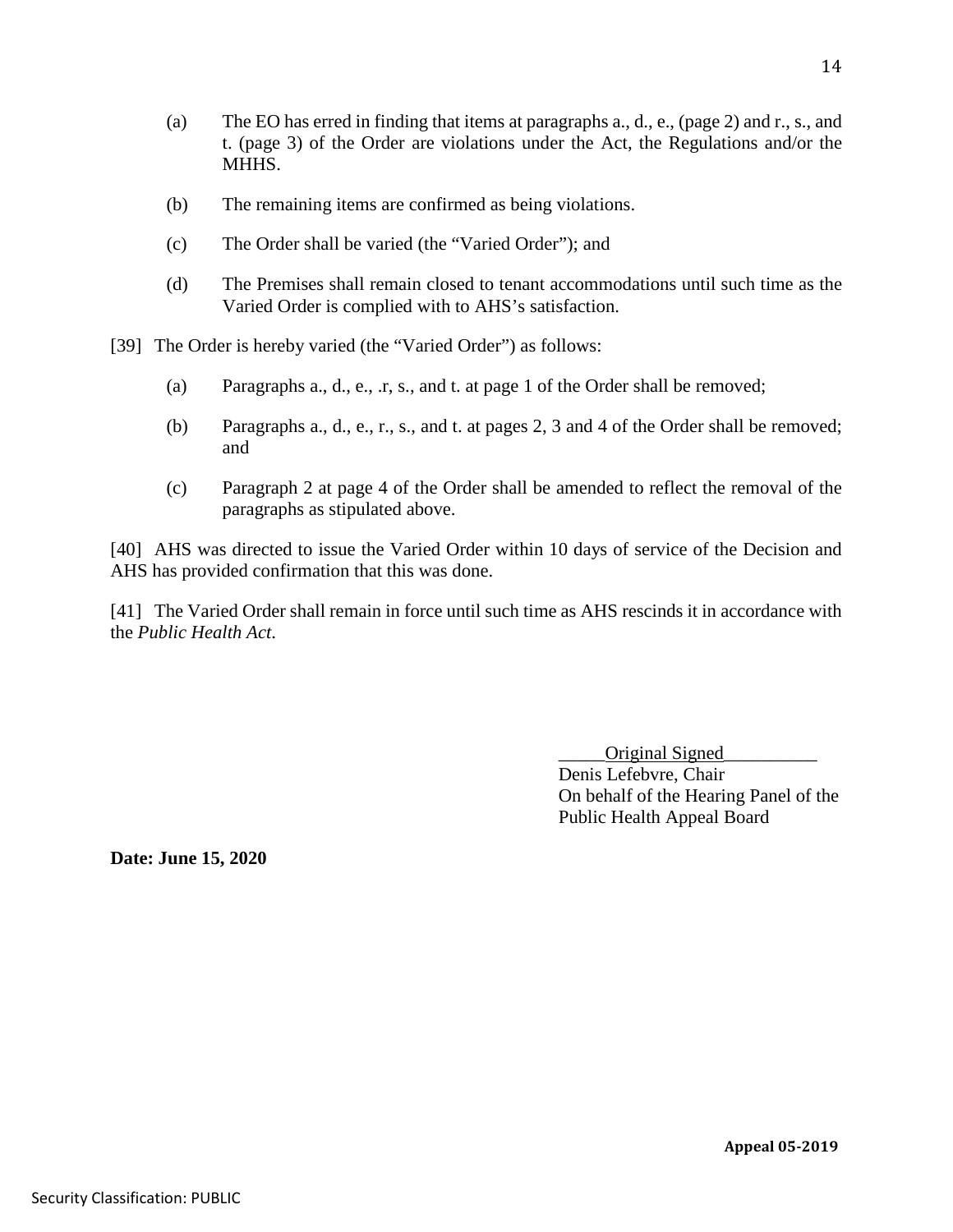(a) The EO has erred in finding that items at paragraphs a., d., e., (page 2) and r., s., and t. (page 3) of the Order are violations under the Act, the Regulations and/or the MHHS.

(b) The remaining items are confirmed as being violations.

(c) The Order shall be varied (the "Varied Order"); and

(d) The Premises shall remain closed to tenant accommodations until such time as the Varied Order is complied with to AHS's satisfaction.

[39] The Order is hereby varied (the "Varied Order") as follows:

(a) Paragraphs a., d., e., .r, s., and t. at page 1 of the Order shall be removed;

(b) Paragraphs a., d., e., r., s., and t. at pages 2, 3 and 4 of the Order shall be removed; and

(c) Paragraph 2 at page 4 of the Order shall be amended to reflect the removal of the paragraphs as stipulated above.

[40] AHS was directed to issue the Varied Order within 10 days of service of the Decision and AHS has provided confirmation that this was done.

[41] The Varied Order shall remain in force until such time as AHS rescinds it in accordance with the *Public Health Act*.

_____Original Signed__________
Denis Lefebvre, Chair
On behalf of the Hearing Panel of the Public Health Appeal Board

**Date: June 15, 2020**

**Appeal 05-2019**

Security Classification: PUBLIC